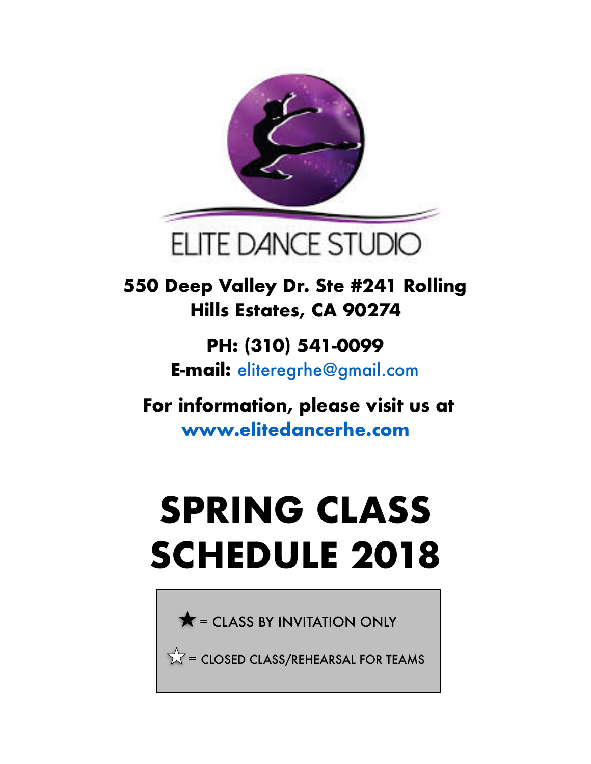# ELITE DANCE STUDIO

**550 Deep Valley Dr. Ste #241 Rolling Hills Estates, CA 90274**

**PH: (310) 541-0099**
**E-mail:** eliteregrhe@gmail.com

**For information, please visit us at**
**www.elitedancerhe.com**

# SPRING CLASS SCHEDULE 2018

★ = CLASS BY INVITATION ONLY

☆ = CLOSED CLASS/REHEARSAL FOR TEAMS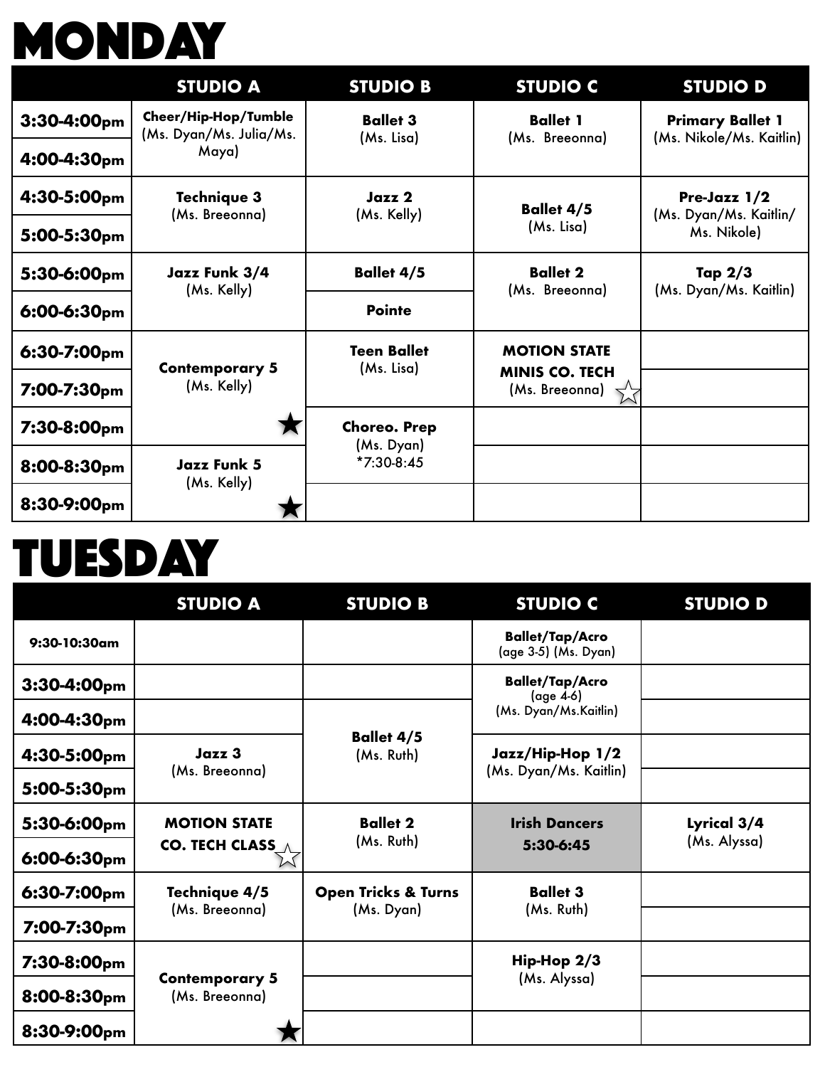# MONDAY

| | STUDIO A | STUDIO B | STUDIO C | STUDIO D |
|---|---|---|---|---|
| 3:30-4:00pm | **Cheer/Hip-Hop/Tumble** (Ms. Dyan/Ms. Julia/Ms. Maya) | **Ballet 3** (Ms. Lisa) | **Ballet 1** (Ms. Breeonna) | **Primary Ballet 1** (Ms. Nikole/Ms. Kaitlin) |
| 4:00-4:30pm | | | | |
| 4:30-5:00pm | **Technique 3** (Ms. Breeonna) | **Jazz 2** (Ms. Kelly) | **Ballet 4/5** (Ms. Lisa) | **Pre-Jazz 1/2** (Ms. Dyan/Ms. Kaitlin/ Ms. Nikole) |
| 5:00-5:30pm | | | | |
| 5:30-6:00pm | **Jazz Funk 3/4** (Ms. Kelly) | **Ballet 4/5** | **Ballet 2** (Ms. Breeonna) | **Tap 2/3** (Ms. Dyan/Ms. Kaitlin) |
| 6:00-6:30pm | | **Pointe** | | |
| 6:30-7:00pm | **Contemporary 5** (Ms. Kelly) ★ | **Teen Ballet** (Ms. Lisa) | **MOTION STATE MINIS CO. TECH** (Ms. Breeonna) ☆ | |
| 7:00-7:30pm | | | | |
| 7:30-8:00pm | | **Choreo. Prep** (Ms. Dyan) *7:30-8:45 | | |
| 8:00-8:30pm | **Jazz Funk 5** (Ms. Kelly) ★ | | | |
| 8:30-9:00pm | | | | |

# TUESDAY

| | STUDIO A | STUDIO B | STUDIO C | STUDIO D |
|---|---|---|---|---|
| 9:30-10:30am | | | **Ballet/Tap/Acro** (age 3-5) (Ms. Dyan) | |
| 3:30-4:00pm | | | **Ballet/Tap/Acro** (age 4-6) (Ms. Dyan/Ms.Kaitlin) | |
| 4:00-4:30pm | | **Ballet 4/5** (Ms. Ruth) | | |
| 4:30-5:00pm | **Jazz 3** (Ms. Breeonna) | | **Jazz/Hip-Hop 1/2** (Ms. Dyan/Ms. Kaitlin) | |
| 5:00-5:30pm | | | | |
| 5:30-6:00pm | **MOTION STATE CO. TECH CLASS** ☆ | **Ballet 2** (Ms. Ruth) | **Irish Dancers** 5:30-6:45 | **Lyrical 3/4** (Ms. Alyssa) |
| 6:00-6:30pm | | | | |
| 6:30-7:00pm | **Technique 4/5** (Ms. Breeonna) | **Open Tricks & Turns** (Ms. Dyan) | **Ballet 3** (Ms. Ruth) | |
| 7:00-7:30pm | | | | |
| 7:30-8:00pm | **Contemporary 5** (Ms. Breeonna) ★ | | **Hip-Hop 2/3** (Ms. Alyssa) | |
| 8:00-8:30pm | | | | |
| 8:30-9:00pm | | | | |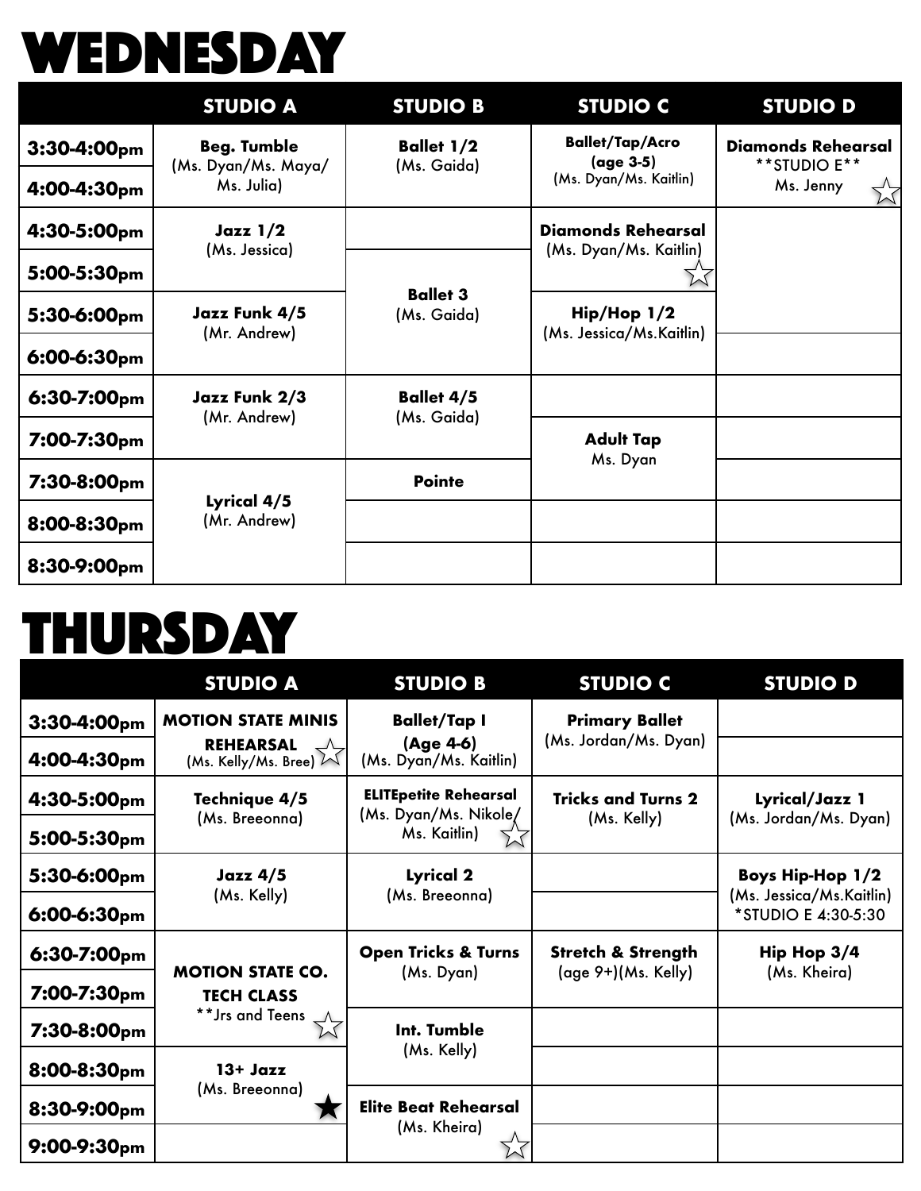# WEDNESDAY

| | STUDIO A | STUDIO B | STUDIO C | STUDIO D |
|---|---|---|---|---|
| 3:30-4:00pm | **Beg. Tumble** (Ms. Dyan/Ms. Maya/ Ms. Julia) | **Ballet 1/2** (Ms. Gaida) | **Ballet/Tap/Acro (age 3-5)** (Ms. Dyan/Ms. Kaitlin) | **Diamonds Rehearsal** **STUDIO E** Ms. Jenny ☆ |
| 4:00-4:30pm | | | | |
| 4:30-5:00pm | **Jazz 1/2** (Ms. Jessica) | | **Diamonds Rehearsal** (Ms. Dyan/Ms. Kaitlin) ☆ | |
| 5:00-5:30pm | | **Ballet 3** (Ms. Gaida) | | |
| 5:30-6:00pm | **Jazz Funk 4/5** (Mr. Andrew) | | **Hip/Hop 1/2** (Ms. Jessica/Ms.Kaitlin) | |
| 6:00-6:30pm | | | | |
| 6:30-7:00pm | **Jazz Funk 2/3** (Mr. Andrew) | **Ballet 4/5** (Ms. Gaida) | | |
| 7:00-7:30pm | | | **Adult Tap** Ms. Dyan | |
| 7:30-8:00pm | **Lyrical 4/5** (Mr. Andrew) | **Pointe** | | |
| 8:00-8:30pm | | | | |
| 8:30-9:00pm | | | | |

# THURSDAY

| | STUDIO A | STUDIO B | STUDIO C | STUDIO D |
|---|---|---|---|---|
| 3:30-4:00pm | **MOTION STATE MINIS REHEARSAL** (Ms. Kelly/Ms. Bree) ☆ | **Ballet/Tap I (Age 4-6)** (Ms. Dyan/Ms. Kaitlin) | **Primary Ballet** (Ms. Jordan/Ms. Dyan) | |
| 4:00-4:30pm | | | | |
| 4:30-5:00pm | **Technique 4/5** (Ms. Breeonna) | **ELITEpetite Rehearsal** (Ms. Dyan/Ms. Nikole/ Ms. Kaitlin) ☆ | **Tricks and Turns 2** (Ms. Kelly) | **Lyrical/Jazz 1** (Ms. Jordan/Ms. Dyan) |
| 5:00-5:30pm | | | | |
| 5:30-6:00pm | **Jazz 4/5** (Ms. Kelly) | **Lyrical 2** (Ms. Breeonna) | | **Boys Hip-Hop 1/2** (Ms. Jessica/Ms.Kaitlin) *STUDIO E 4:30-5:30 |
| 6:00-6:30pm | | | | |
| 6:30-7:00pm | **MOTION STATE CO. TECH CLASS** **Jrs and Teens ☆ | **Open Tricks & Turns** (Ms. Dyan) | **Stretch & Strength** (age 9+)(Ms. Kelly) | **Hip Hop 3/4** (Ms. Kheira) |
| 7:00-7:30pm | | | | |
| 7:30-8:00pm | | **Int. Tumble** (Ms. Kelly) | | |
| 8:00-8:30pm | **13+ Jazz** (Ms. Breeonna) ★ | | | |
| 8:30-9:00pm | | **Elite Beat Rehearsal** (Ms. Kheira) ☆ | | |
| 9:00-9:30pm | | | | |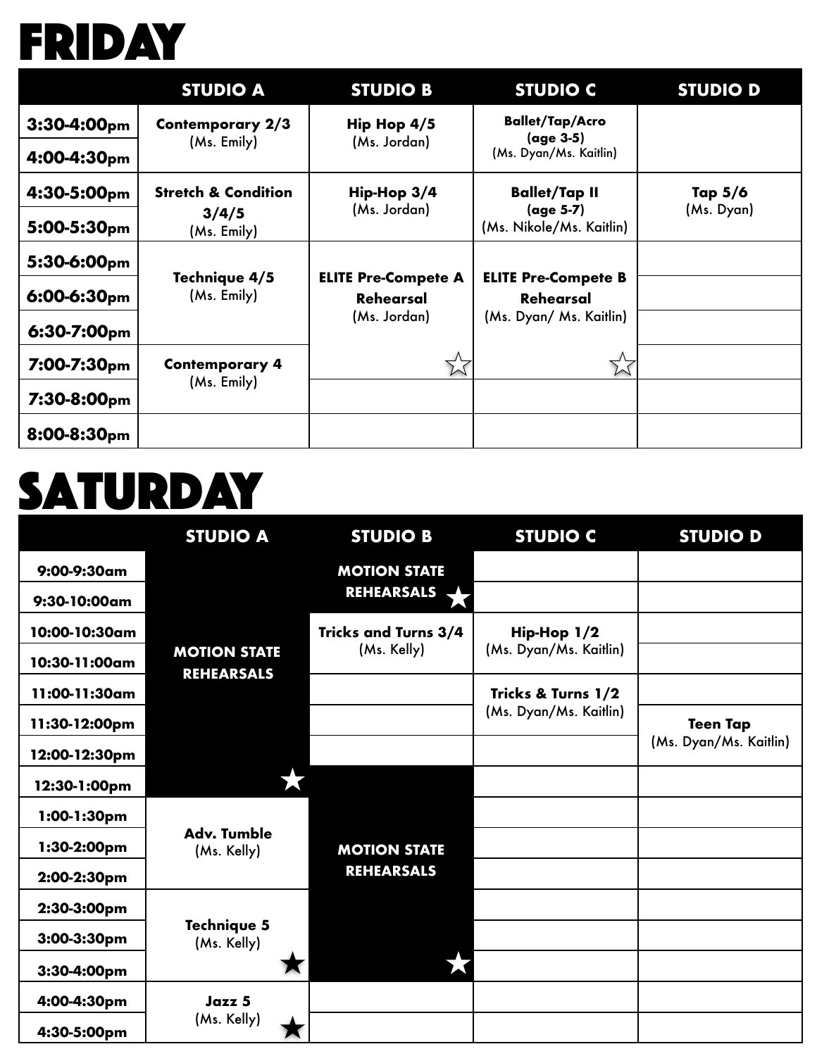# FRIDAY

| | STUDIO A | STUDIO B | STUDIO C | STUDIO D |
|---|---|---|---|---|
| 3:30-4:00pm | Contemporary 2/3 (Ms. Emily) | Hip Hop 4/5 (Ms. Jordan) | Ballet/Tap/Acro (age 3-5) (Ms. Dyan/Ms. Kaitlin) | |
| 4:00-4:30pm | | | | |
| 4:30-5:00pm | Stretch & Condition 3/4/5 (Ms. Emily) | Hip-Hop 3/4 (Ms. Jordan) | Ballet/Tap II (age 5-7) (Ms. Nikole/Ms. Kaitlin) | Tap 5/6 (Ms. Dyan) |
| 5:00-5:30pm | | | | |
| 5:30-6:00pm | Technique 4/5 (Ms. Emily) | ELITE Pre-Compete A Rehearsal (Ms. Jordan) ☆ | ELITE Pre-Compete B Rehearsal (Ms. Dyan/ Ms. Kaitlin) ☆ | |
| 6:00-6:30pm | | | | |
| 6:30-7:00pm | | | | |
| 7:00-7:30pm | Contemporary 4 (Ms. Emily) | | | |
| 7:30-8:00pm | | | | |
| 8:00-8:30pm | | | | |

# SATURDAY

| | STUDIO A | STUDIO B | STUDIO C | STUDIO D |
|---|---|---|---|---|
| 9:00-9:30am | MOTION STATE REHEARSALS ★ | MOTION STATE REHEARSALS ★ | | |
| 9:30-10:00am | | | | |
| 10:00-10:30am | | Tricks and Turns 3/4 (Ms. Kelly) | Hip-Hop 1/2 (Ms. Dyan/Ms. Kaitlin) | |
| 10:30-11:00am | | | | |
| 11:00-11:30am | | | Tricks & Turns 1/2 (Ms. Dyan/Ms. Kaitlin) | |
| 11:30-12:00pm | | | | Teen Tap (Ms. Dyan/Ms. Kaitlin) |
| 12:00-12:30pm | | | | |
| 12:30-1:00pm | | MOTION STATE REHEARSALS ★ | | |
| 1:00-1:30pm | Adv. Tumble (Ms. Kelly) | | | |
| 1:30-2:00pm | | | | |
| 2:00-2:30pm | | | | |
| 2:30-3:00pm | Technique 5 (Ms. Kelly) ★ | | | |
| 3:00-3:30pm | | | | |
| 3:30-4:00pm | | | | |
| 4:00-4:30pm | Jazz 5 (Ms. Kelly) ★ | | | |
| 4:30-5:00pm | | | | |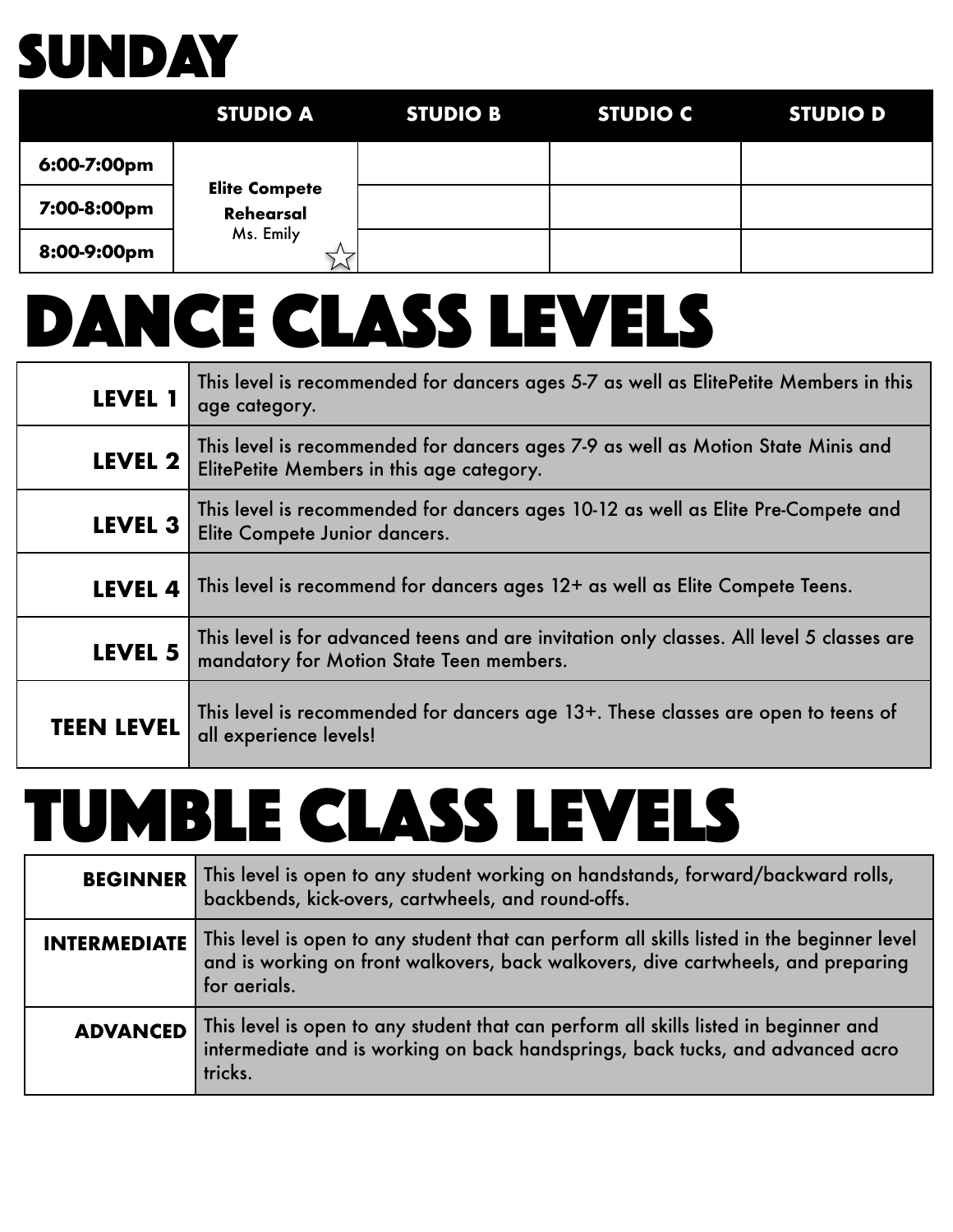# SUNDAY

| | STUDIO A | STUDIO B | STUDIO C | STUDIO D |
|---|---|---|---|---|
| 6:00-7:00pm | **Elite Compete Rehearsal** Ms. Emily ☆ | | | |
| 7:00-8:00pm | | | | |
| 8:00-9:00pm | | | | |

# DANCE CLASS LEVELS

| | |
|---|---|
| **LEVEL 1** | This level is recommended for dancers ages 5-7 as well as ElitePetite Members in this age category. |
| **LEVEL 2** | This level is recommended for dancers ages 7-9 as well as Motion State Minis and ElitePetite Members in this age category. |
| **LEVEL 3** | This level is recommended for dancers ages 10-12 as well as Elite Pre-Compete and Elite Compete Junior dancers. |
| **LEVEL 4** | This level is recommend for dancers ages 12+ as well as Elite Compete Teens. |
| **LEVEL 5** | This level is for advanced teens and are invitation only classes. All level 5 classes are mandatory for Motion State Teen members. |
| **TEEN LEVEL** | This level is recommended for dancers age 13+. These classes are open to teens of all experience levels! |

# TUMBLE CLASS LEVELS

| | |
|---|---|
| **BEGINNER** | This level is open to any student working on handstands, forward/backward rolls, backbends, kick-overs, cartwheels, and round-offs. |
| **INTERMEDIATE** | This level is open to any student that can perform all skills listed in the beginner level and is working on front walkovers, back walkovers, dive cartwheels, and preparing for aerials. |
| **ADVANCED** | This level is open to any student that can perform all skills listed in beginner and intermediate and is working on back handsprings, back tucks, and advanced acro tricks. |